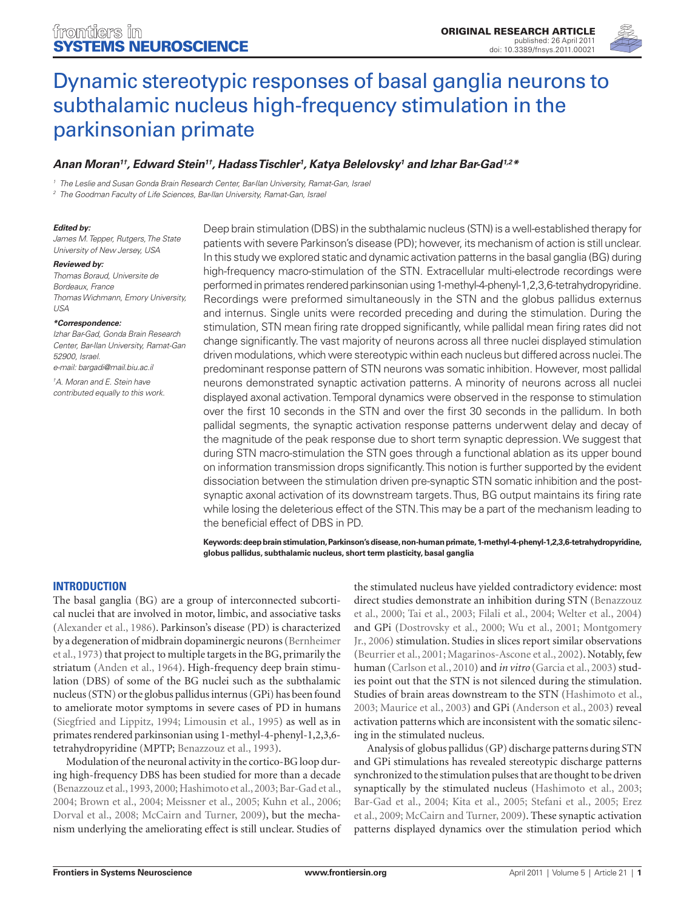# Dynamic stereotypic responses of basal ganglia neurons to subthalamic nucleus high-frequency stimulation in the parkinsonian primate

***Anan Moran[1†], Edward Stein[1†], Hadass Tischler[1], Katya Belelovsky[1] and Izhar Bar-Gad[1,2]****

[1] The Leslie and Susan Gonda Brain Research Center, Bar-Ilan University, Ramat-Gan, Israel
[2] The Goodman Faculty of Life Sciences, Bar-Ilan University, Ramat-Gan, Israel

***Edited by:***
*James M. Tepper, Rutgers, The State University of New Jersey, USA*

***Reviewed by:***
*Thomas Boraud, Universite de Bordeaux, France*
*Thomas Wichmann, Emory University, USA*

****Correspondence:***
*Izhar Bar-Gad, Gonda Brain Research Center, Bar-Ilan University, Ramat-Gan 52900, Israel.*
*e-mail: bargadi@mail.biu.ac.il*

*[†]A. Moran and E. Stein have contributed equally to this work.*

Deep brain stimulation (DBS) in the subthalamic nucleus (STN) is a well-established therapy for patients with severe Parkinson's disease (PD); however, its mechanism of action is still unclear. In this study we explored static and dynamic activation patterns in the basal ganglia (BG) during high-frequency macro-stimulation of the STN. Extracellular multi-electrode recordings were performed in primates rendered parkinsonian using 1-methyl-4-phenyl-1,2,3,6-tetrahydropyridine. Recordings were preformed simultaneously in the STN and the globus pallidus externus and internus. Single units were recorded preceding and during the stimulation. During the stimulation, STN mean firing rate dropped significantly, while pallidal mean firing rates did not change significantly. The vast majority of neurons across all three nuclei displayed stimulation driven modulations, which were stereotypic within each nucleus but differed across nuclei. The predominant response pattern of STN neurons was somatic inhibition. However, most pallidal neurons demonstrated synaptic activation patterns. A minority of neurons across all nuclei displayed axonal activation. Temporal dynamics were observed in the response to stimulation over the first 10 seconds in the STN and over the first 30 seconds in the pallidum. In both pallidal segments, the synaptic activation response patterns underwent delay and decay of the magnitude of the peak response due to short term synaptic depression. We suggest that during STN macro-stimulation the STN goes through a functional ablation as its upper bound on information transmission drops significantly. This notion is further supported by the evident dissociation between the stimulation driven pre-synaptic STN somatic inhibition and the post-synaptic axonal activation of its downstream targets. Thus, BG output maintains its firing rate while losing the deleterious effect of the STN. This may be a part of the mechanism leading to the beneficial effect of DBS in PD.

**Keywords: deep brain stimulation, Parkinson's disease, non-human primate, 1-methyl-4-phenyl-1,2,3,6-tetrahydropyridine, globus pallidus, subthalamic nucleus, short term plasticity, basal ganglia**

## INTRODUCTION

The basal ganglia (BG) are a group of interconnected subcortical nuclei that are involved in motor, limbic, and associative tasks (Alexander et al., 1986). Parkinson's disease (PD) is characterized by a degeneration of midbrain dopaminergic neurons (Bernheimer et al., 1973) that project to multiple targets in the BG, primarily the striatum (Anden et al., 1964). High-frequency deep brain stimulation (DBS) of some of the BG nuclei such as the subthalamic nucleus (STN) or the globus pallidus internus (GPi) has been found to ameliorate motor symptoms in severe cases of PD in humans (Siegfried and Lippitz, 1994; Limousin et al., 1995) as well as in primates rendered parkinsonian using 1-methyl-4-phenyl-1,2,3,6-tetrahydropyridine (MPTP; Benazzouz et al., 1993).

Modulation of the neuronal activity in the cortico-BG loop during high-frequency DBS has been studied for more than a decade (Benazzouz et al., 1993, 2000; Hashimoto et al., 2003; Bar-Gad et al., 2004; Brown et al., 2004; Meissner et al., 2005; Kuhn et al., 2006; Dorval et al., 2008; McCairn and Turner, 2009), but the mechanism underlying the ameliorating effect is still unclear. Studies of the stimulated nucleus have yielded contradictory evidence: most direct studies demonstrate an inhibition during STN (Benazzouz et al., 2000; Tai et al., 2003; Filali et al., 2004; Welter et al., 2004) and GPi (Dostrovsky et al., 2000; Wu et al., 2001; Montgomery Jr., 2006) stimulation. Studies in slices report similar observations (Beurrier et al., 2001; Magarinos-Ascone et al., 2002). Notably, few human (Carlson et al., 2010) and *in vitro* (Garcia et al., 2003) studies point out that the STN is not silenced during the stimulation. Studies of brain areas downstream to the STN (Hashimoto et al., 2003; Maurice et al., 2003) and GPi (Anderson et al., 2003) reveal activation patterns which are inconsistent with the somatic silencing in the stimulated nucleus.

Analysis of globus pallidus (GP) discharge patterns during STN and GPi stimulations has revealed stereotypic discharge patterns synchronized to the stimulation pulses that are thought to be driven synaptically by the stimulated nucleus (Hashimoto et al., 2003; Bar-Gad et al., 2004; Kita et al., 2005; Stefani et al., 2005; Erez et al., 2009; McCairn and Turner, 2009). These synaptic activation patterns displayed dynamics over the stimulation period which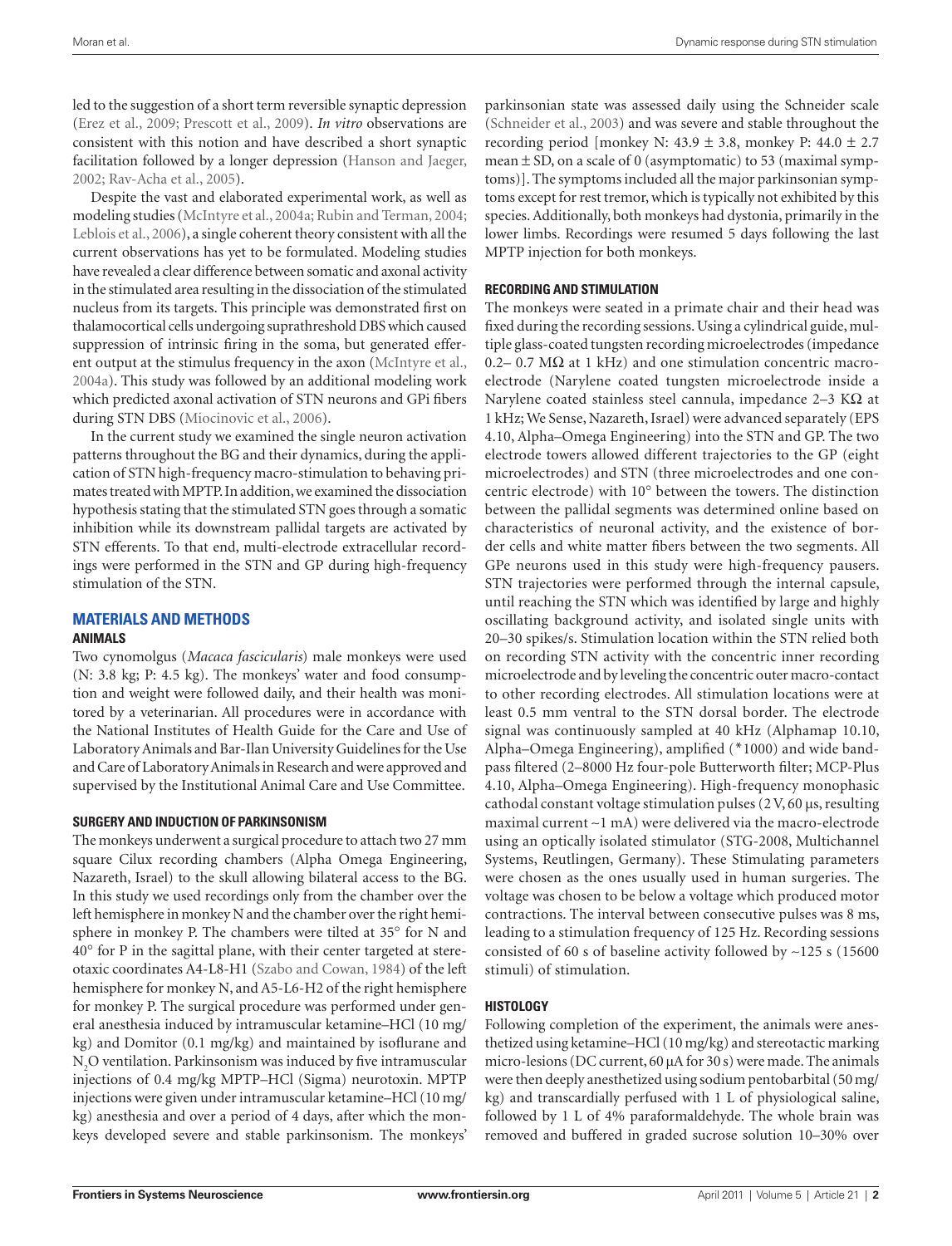led to the suggestion of a short term reversible synaptic depression (Erez et al., 2009; Prescott et al., 2009). *In vitro* observations are consistent with this notion and have described a short synaptic facilitation followed by a longer depression (Hanson and Jaeger, 2002; Rav-Acha et al., 2005).

Despite the vast and elaborated experimental work, as well as modeling studies (McIntyre et al., 2004a; Rubin and Terman, 2004; Leblois et al., 2006), a single coherent theory consistent with all the current observations has yet to be formulated. Modeling studies have revealed a clear difference between somatic and axonal activity in the stimulated area resulting in the dissociation of the stimulated nucleus from its targets. This principle was demonstrated first on thalamocortical cells undergoing suprathreshold DBS which caused suppression of intrinsic firing in the soma, but generated efferent output at the stimulus frequency in the axon (McIntyre et al., 2004a). This study was followed by an additional modeling work which predicted axonal activation of STN neurons and GPi fibers during STN DBS (Miocinovic et al., 2006).

In the current study we examined the single neuron activation patterns throughout the BG and their dynamics, during the application of STN high-frequency macro-stimulation to behaving primates treated with MPTP. In addition, we examined the dissociation hypothesis stating that the stimulated STN goes through a somatic inhibition while its downstream pallidal targets are activated by STN efferents. To that end, multi-electrode extracellular recordings were performed in the STN and GP during high-frequency stimulation of the STN.

## MATERIALS AND METHODS

### ANIMALS

Two cynomolgus (*Macaca fascicularis*) male monkeys were used (N: 3.8 kg; P: 4.5 kg). The monkeys' water and food consumption and weight were followed daily, and their health was monitored by a veterinarian. All procedures were in accordance with the National Institutes of Health Guide for the Care and Use of Laboratory Animals and Bar-Ilan University Guidelines for the Use and Care of Laboratory Animals in Research and were approved and supervised by the Institutional Animal Care and Use Committee.

### SURGERY AND INDUCTION OF PARKINSONISM

The monkeys underwent a surgical procedure to attach two 27 mm square Cilux recording chambers (Alpha Omega Engineering, Nazareth, Israel) to the skull allowing bilateral access to the BG. In this study we used recordings only from the chamber over the left hemisphere in monkey N and the chamber over the right hemisphere in monkey P. The chambers were tilted at 35° for N and 40° for P in the sagittal plane, with their center targeted at stereotaxic coordinates A4-L8-H1 (Szabo and Cowan, 1984) of the left hemisphere for monkey N, and A5-L6-H2 of the right hemisphere for monkey P. The surgical procedure was performed under general anesthesia induced by intramuscular ketamine–HCl (10 mg/kg) and Domitor (0.1 mg/kg) and maintained by isoflurane and $N_2O$ ventilation. Parkinsonism was induced by five intramuscular injections of 0.4 mg/kg MPTP–HCl (Sigma) neurotoxin. MPTP injections were given under intramuscular ketamine–HCl (10 mg/kg) anesthesia and over a period of 4 days, after which the monkeys developed severe and stable parkinsonism. The monkeys' parkinsonian state was assessed daily using the Schneider scale (Schneider et al., 2003) and was severe and stable throughout the recording period [monkey N: 43.9 ± 3.8, monkey P: 44.0 ± 2.7 mean ± SD, on a scale of 0 (asymptomatic) to 53 (maximal symptoms)]. The symptoms included all the major parkinsonian symptoms except for rest tremor, which is typically not exhibited by this species. Additionally, both monkeys had dystonia, primarily in the lower limbs. Recordings were resumed 5 days following the last MPTP injection for both monkeys.

### RECORDING AND STIMULATION

The monkeys were seated in a primate chair and their head was fixed during the recording sessions. Using a cylindrical guide, multiple glass-coated tungsten recording microelectrodes (impedance 0.2– 0.7 MΩ at 1 kHz) and one stimulation concentric macro-electrode (Narylene coated tungsten microelectrode inside a Narylene coated stainless steel cannula, impedance 2–3 KΩ at 1 kHz; We Sense, Nazareth, Israel) were advanced separately (EPS 4.10, Alpha–Omega Engineering) into the STN and GP. The two electrode towers allowed different trajectories to the GP (eight microelectrodes) and STN (three microelectrodes and one concentric electrode) with 10° between the towers. The distinction between the pallidal segments was determined online based on characteristics of neuronal activity, and the existence of border cells and white matter fibers between the two segments. All GPe neurons used in this study were high-frequency pausers. STN trajectories were performed through the internal capsule, until reaching the STN which was identified by large and highly oscillating background activity, and isolated single units with 20–30 spikes/s. Stimulation location within the STN relied both on recording STN activity with the concentric inner recording microelectrode and by leveling the concentric outer macro-contact to other recording electrodes. All stimulation locations were at least 0.5 mm ventral to the STN dorsal border. The electrode signal was continuously sampled at 40 kHz (Alphamap 10.10, Alpha–Omega Engineering), amplified (*1000) and wide band-pass filtered (2–8000 Hz four-pole Butterworth filter; MCP-Plus 4.10, Alpha–Omega Engineering). High-frequency monophasic cathodal constant voltage stimulation pulses (2 V, 60 μs, resulting maximal current ~1 mA) were delivered via the macro-electrode using an optically isolated stimulator (STG-2008, Multichannel Systems, Reutlingen, Germany). These Stimulating parameters were chosen as the ones usually used in human surgeries. The voltage was chosen to be below a voltage which produced motor contractions. The interval between consecutive pulses was 8 ms, leading to a stimulation frequency of 125 Hz. Recording sessions consisted of 60 s of baseline activity followed by ~125 s (15600 stimuli) of stimulation.

### HISTOLOGY

Following completion of the experiment, the animals were anesthetized using ketamine–HCl (10 mg/kg) and stereotactic marking micro-lesions (DC current, 60 μA for 30 s) were made. The animals were then deeply anesthetized using sodium pentobarbital (50 mg/kg) and transcardially perfused with 1 L of physiological saline, followed by 1 L of 4% paraformaldehyde. The whole brain was removed and buffered in graded sucrose solution 10–30% over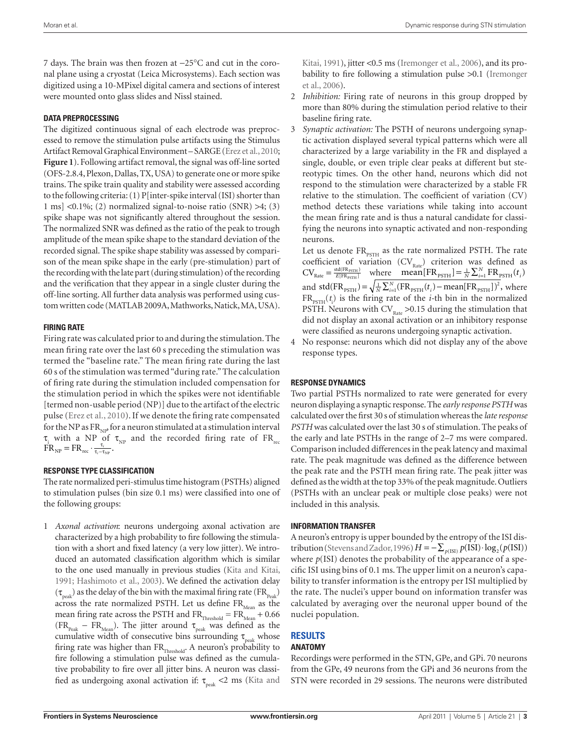7 days. The brain was then frozen at −25°C and cut in the coronal plane using a cryostat (Leica Microsystems). Each section was digitized using a 10-MPixel digital camera and sections of interest were mounted onto glass slides and Nissl stained.

### DATA PREPROCESSING

The digitized continuous signal of each electrode was preprocessed to remove the stimulation pulse artifacts using the Stimulus Artifact Removal Graphical Environment – SARGE (Erez et al., 2010; **Figure 1**). Following artifact removal, the signal was off-line sorted (OFS-2.8.4, Plexon, Dallas, TX, USA) to generate one or more spike trains. The spike train quality and stability were assessed according to the following criteria: (1) P[inter-spike interval (ISI) shorter than 1 ms] <0.1%; (2) normalized signal-to-noise ratio (SNR) >4; (3) spike shape was not significantly altered throughout the session. The normalized SNR was defined as the ratio of the peak to trough amplitude of the mean spike shape to the standard deviation of the recorded signal. The spike shape stability was assessed by comparison of the mean spike shape in the early (pre-stimulation) part of the recording with the late part (during stimulation) of the recording and the verification that they appear in a single cluster during the off-line sorting. All further data analysis was performed using custom written code (MATLAB 2009A, Mathworks, Natick, MA, USA).

### FIRING RATE

Firing rate was calculated prior to and during the stimulation. The mean firing rate over the last 60 s preceding the stimulation was termed the "baseline rate." The mean firing rate during the last 60 s of the stimulation was termed "during rate." The calculation of firing rate during the stimulation included compensation for the stimulation period in which the spikes were not identifiable [termed non-usable period (NP)] due to the artifact of the electric pulse (Erez et al., 2010). If we denote the firing rate compensated for the NP as $FR_{NP}$, for a neuron stimulated at a stimulation interval $\tau_i$ with a NP of $\tau_{NP}$ and the recorded firing rate of $FR_{rec}$ $FR_{NP} = FR_{rec} \cdot \frac{\tau_i}{\tau_i - \tau_{NP}}$.

### RESPONSE TYPE CLASSIFICATION

The rate normalized peri-stimulus time histogram (PSTHs) aligned to stimulation pulses (bin size 0.1 ms) were classified into one of the following groups:

1. *Axonal activation*: neurons undergoing axonal activation are characterized by a high probability to fire following the stimulation with a short and fixed latency (a very low jitter). We introduced an automated classification algorithm which is similar to the one used manually in previous studies (Kita and Kitai, 1991; Hashimoto et al., 2003). We defined the activation delay ($\tau_{peak}$) as the delay of the bin with the maximal firing rate ($FR_{Peak}$) across the rate normalized PSTH. Let us define $FR_{Mean}$ as the mean firing rate across the PSTH and $FR_{Threshold} = FR_{Mean} + 0.66$ $(FR_{Peak} - FR_{Mean})$. The jitter around $\tau_{peak}$ was defined as the cumulative width of consecutive bins surrounding $\tau_{peak}$ whose firing rate was higher than $FR_{Threshold}$. A neuron's probability to fire following a stimulation pulse was defined as the cumulative probability to fire over all jitter bins. A neuron was classified as undergoing axonal activation if: $\tau_{peak}$ <2 ms (Kita and Kitai, 1991), jitter <0.5 ms (Iremonger et al., 2006), and its probability to fire following a stimulation pulse >0.1 (Iremonger et al., 2006).
2. *Inhibition:* Firing rate of neurons in this group dropped by more than 80% during the stimulation period relative to their baseline firing rate.
3. *Synaptic activation:* The PSTH of neurons undergoing synaptic activation displayed several typical patterns which were all characterized by a large variability in the FR and displayed a single, double, or even triple clear peaks at different but stereotypic times. On the other hand, neurons which did not respond to the stimulation were characterized by a stable FR relative to the stimulation. The coefficient of variation (CV) method detects these variations while taking into account the mean firing rate and is thus a natural candidate for classifying the neurons into synaptic activated and non-responding neurons.

   Let us denote $FR_{PSTH}$ as the rate normalized PSTH. The rate coefficient of variation ($CV_{Rate}$) criterion was defined as $CV_{Rate} = \frac{std(FR_{PSTH})}{E[FR_{PSTH}]}$ where $mean[FR_{PSTH}] = \frac{1}{N}\sum_{i=1}^{N} FR_{PSTH}(t_i)$ and $std(FR_{PSTH}) = \sqrt{\frac{1}{N}\sum_{i=1}^{N}(FR_{PSTH}(t_i) - mean[FR_{PSTH}])^2}$, where $FR_{PSTH}(t_i)$ is the firing rate of the $i$-th bin in the normalized PSTH. Neurons with $CV_{Rate}$ >0.15 during the stimulation that did not display an axonal activation or an inhibitory response were classified as neurons undergoing synaptic activation.
4. No response: neurons which did not display any of the above response types.

### RESPONSE DYNAMICS

Two partial PSTHs normalized to rate were generated for every neuron displaying a synaptic response. The *early response PSTH* was calculated over the first 30 s of stimulation whereas the *late response PSTH* was calculated over the last 30 s of stimulation. The peaks of the early and late PSTHs in the range of 2–7 ms were compared. Comparison included differences in the peak latency and maximal rate. The peak magnitude was defined as the difference between the peak rate and the PSTH mean firing rate. The peak jitter was defined as the width at the top 33% of the peak magnitude. Outliers (PSTHs with an unclear peak or multiple close peaks) were not included in this analysis.

### INFORMATION TRANSFER

A neuron's entropy is upper bounded by the entropy of the ISI distribution (Stevens and Zador, 1996) $H = -\sum_{p(ISI)} p(ISI) \cdot \log_2(p(ISI))$ where $p$(ISI) denotes the probability of the appearance of a specific ISI using bins of 0.1 ms. The upper limit on a neuron's capability to transfer information is the entropy per ISI multiplied by the rate. The nuclei's upper bound on information transfer was calculated by averaging over the neuronal upper bound of the nuclei population.

## RESULTS

### ANATOMY

Recordings were performed in the STN, GPe, and GPi. 70 neurons from the GPe, 49 neurons from the GPi and 36 neurons from the STN were recorded in 29 sessions. The neurons were distributed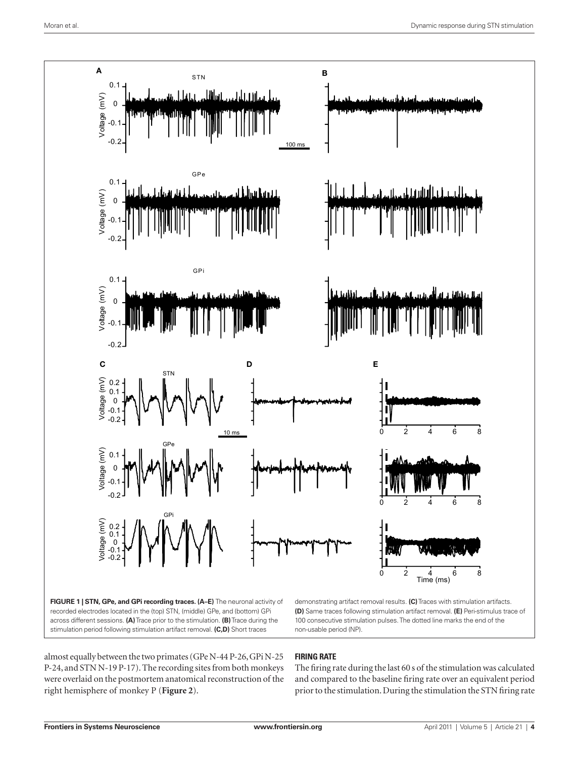**FIGURE 1 | STN, GPe, and GPi recording traces. (A–E)** The neuronal activity of recorded electrodes located in the (top) STN, (middle) GPe, and (bottom) GPi across different sessions. **(A)** Trace prior to the stimulation. **(B)** Trace during the stimulation period following stimulation artifact removal. **(C,D)** Short traces demonstrating artifact removal results. **(C)** Traces with stimulation artifacts. **(D)** Same traces following stimulation artifact removal. **(E)** Peri-stimulus trace of 100 consecutive stimulation pulses. The dotted line marks the end of the non-usable period (NP).

almost equally between the two primates (GPe N-44 P-26, GPi N-25 P-24, and STN N-19 P-17). The recording sites from both monkeys were overlaid on the postmortem anatomical reconstruction of the right hemisphere of monkey P (**Figure 2**).

### FIRING RATE

The firing rate during the last 60 s of the stimulation was calculated and compared to the baseline firing rate over an equivalent period prior to the stimulation. During the stimulation the STN firing rate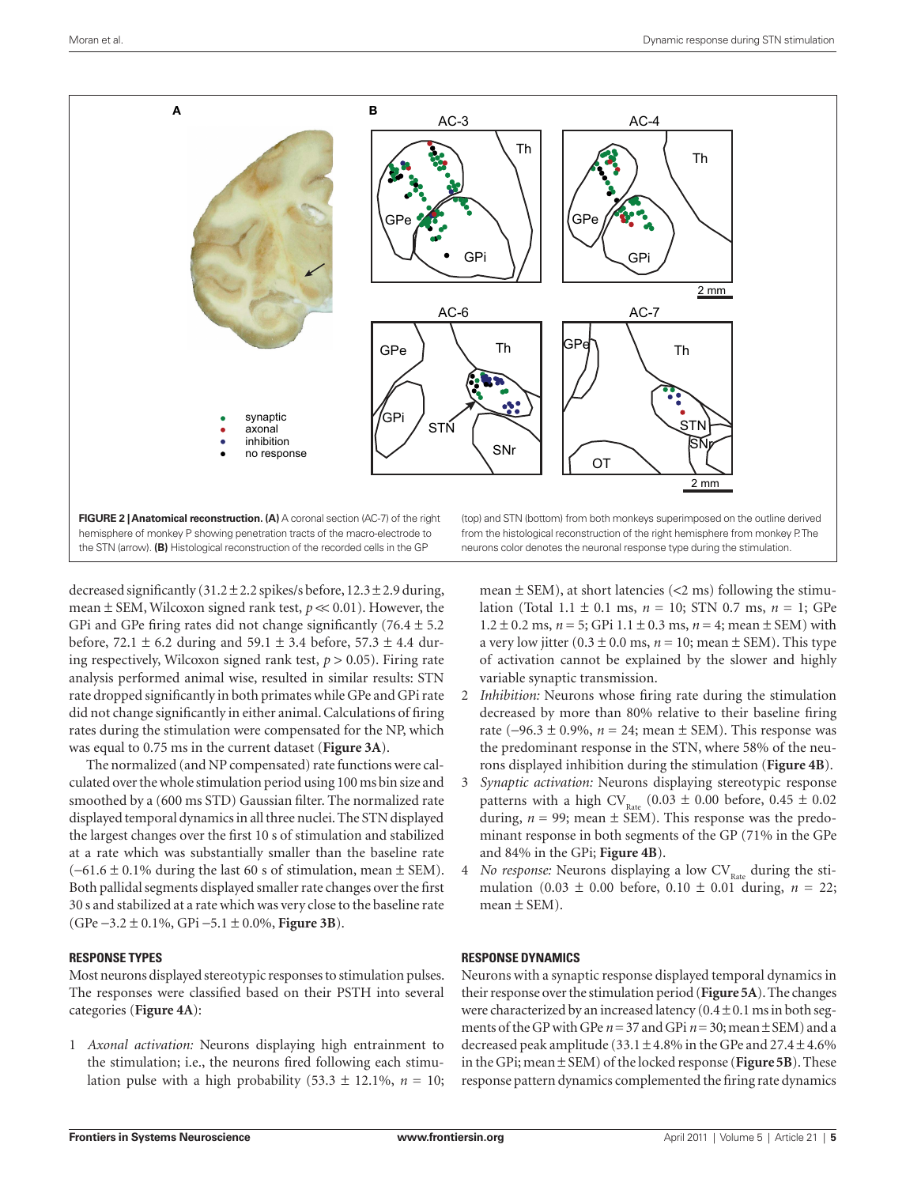**FIGURE 2 | Anatomical reconstruction. (A)** A coronal section (AC-7) of the right hemisphere of monkey P showing penetration tracts of the macro-electrode to the STN (arrow). **(B)** Histological reconstruction of the recorded cells in the GP (top) and STN (bottom) from both monkeys superimposed on the outline derived from the histological reconstruction of the right hemisphere from monkey P. The neurons color denotes the neuronal response type during the stimulation.

decreased significantly (31.2 ± 2.2 spikes/s before, 12.3 ± 2.9 during, mean ± SEM, Wilcoxon signed rank test, $p \ll 0.01$). However, the GPi and GPe firing rates did not change significantly (76.4 ± 5.2 before, 72.1 ± 6.2 during and 59.1 ± 3.4 before, 57.3 ± 4.4 during respectively, Wilcoxon signed rank test, $p > 0.05$). Firing rate analysis performed animal wise, resulted in similar results: STN rate dropped significantly in both primates while GPe and GPi rate did not change significantly in either animal. Calculations of firing rates during the stimulation were compensated for the NP, which was equal to 0.75 ms in the current dataset (**Figure 3A**).

The normalized (and NP compensated) rate functions were calculated over the whole stimulation period using 100 ms bin size and smoothed by a (600 ms STD) Gaussian filter. The normalized rate displayed temporal dynamics in all three nuclei. The STN displayed the largest changes over the first 10 s of stimulation and stabilized at a rate which was substantially smaller than the baseline rate (−61.6 ± 0.1% during the last 60 s of stimulation, mean ± SEM). Both pallidal segments displayed smaller rate changes over the first 30 s and stabilized at a rate which was very close to the baseline rate (GPe −3.2 ± 0.1%, GPi −5.1 ± 0.0%, **Figure 3B**).

## RESPONSE TYPES

Most neurons displayed stereotypic responses to stimulation pulses. The responses were classified based on their PSTH into several categories (**Figure 4A**):

1. *Axonal activation:* Neurons displaying high entrainment to the stimulation; i.e., the neurons fired following each stimulation pulse with a high probability (53.3 ± 12.1%, $n = 10$; mean ± SEM), at short latencies (<2 ms) following the stimulation (Total 1.1 ± 0.1 ms, $n = 10$; STN 0.7 ms, $n = 1$; GPe 1.2 ± 0.2 ms, $n = 5$; GPi 1.1 ± 0.3 ms, $n = 4$; mean ± SEM) with a very low jitter (0.3 ± 0.0 ms, $n = 10$; mean ± SEM). This type of activation cannot be explained by the slower and highly variable synaptic transmission.
2. *Inhibition:* Neurons whose firing rate during the stimulation decreased by more than 80% relative to their baseline firing rate (−96.3 ± 0.9%, $n = 24$; mean ± SEM). This response was the predominant response in the STN, where 58% of the neurons displayed inhibition during the stimulation (**Figure 4B**).
3. *Synaptic activation:* Neurons displaying stereotypic response patterns with a high $CV_{Rate}$ (0.03 ± 0.00 before, 0.45 ± 0.02 during, $n = 99$; mean ± SEM). This response was the predominant response in both segments of the GP (71% in the GPe and 84% in the GPi; **Figure 4B**).
4. *No response:* Neurons displaying a low $CV_{Rate}$ during the stimulation (0.03 ± 0.00 before, 0.10 ± 0.01 during, $n = 22$; mean ± SEM).

## RESPONSE DYNAMICS

Neurons with a synaptic response displayed temporal dynamics in their response over the stimulation period (**Figure 5A**). The changes were characterized by an increased latency (0.4 ± 0.1 ms in both segments of the GP with GPe $n = 37$ and GPi $n = 30$; mean ± SEM) and a decreased peak amplitude (33.1 ± 4.8% in the GPe and 27.4 ± 4.6% in the GPi; mean ± SEM) of the locked response (**Figure 5B**). These response pattern dynamics complemented the firing rate dynamics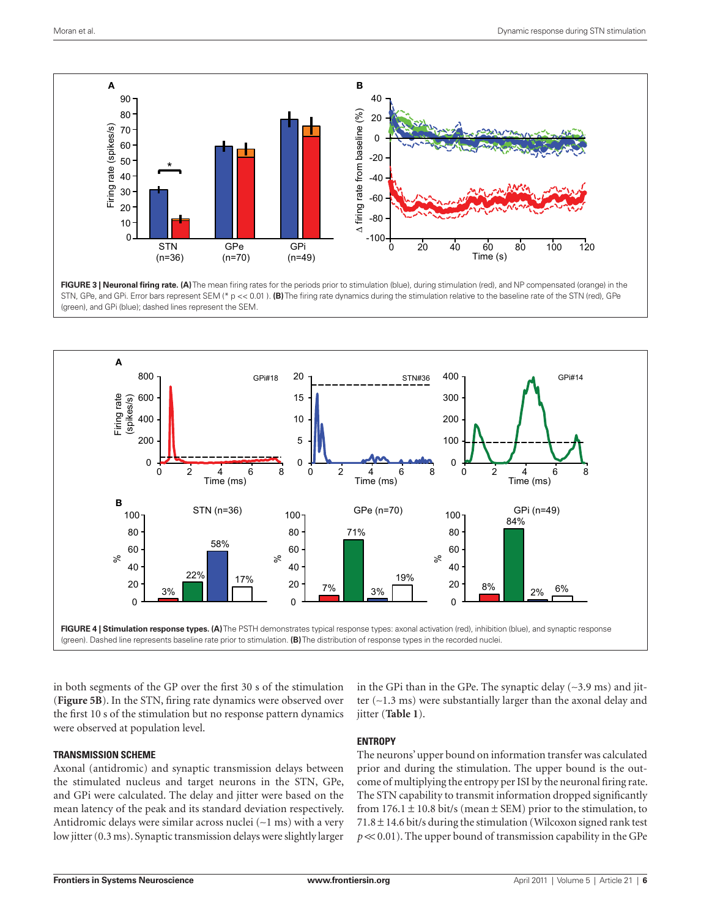**FIGURE 3 | Neuronal firing rate. (A)** The mean firing rates for the periods prior to stimulation (blue), during stimulation (red), and NP compensated (orange) in the STN, GPe, and GPi. Error bars represent SEM (* p << 0.01 ). **(B)** The firing rate dynamics during the stimulation relative to the baseline rate of the STN (red), GPe (green), and GPi (blue); dashed lines represent the SEM.

**FIGURE 4 | Stimulation response types. (A)** The PSTH demonstrates typical response types: axonal activation (red), inhibition (blue), and synaptic response (green). Dashed line represents baseline rate prior to stimulation. **(B)** The distribution of response types in the recorded nuclei.

in both segments of the GP over the first 30 s of the stimulation (**Figure 5B**). In the STN, firing rate dynamics were observed over the first 10 s of the stimulation but no response pattern dynamics were observed at population level.

### TRANSMISSION SCHEME

Axonal (antidromic) and synaptic transmission delays between the stimulated nucleus and target neurons in the STN, GPe, and GPi were calculated. The delay and jitter were based on the mean latency of the peak and its standard deviation respectively. Antidromic delays were similar across nuclei (~1 ms) with a very low jitter (0.3 ms). Synaptic transmission delays were slightly larger in the GPi than in the GPe. The synaptic delay (~3.9 ms) and jitter (~1.3 ms) were substantially larger than the axonal delay and jitter (**Table 1**).

### ENTROPY

The neurons' upper bound on information transfer was calculated prior and during the stimulation. The upper bound is the outcome of multiplying the entropy per ISI by the neuronal firing rate. The STN capability to transmit information dropped significantly from 176.1 ± 10.8 bit/s (mean ± SEM) prior to the stimulation, to 71.8 ± 14.6 bit/s during the stimulation (Wilcoxon signed rank test $p \ll 0.01$). The upper bound of transmission capability in the GPe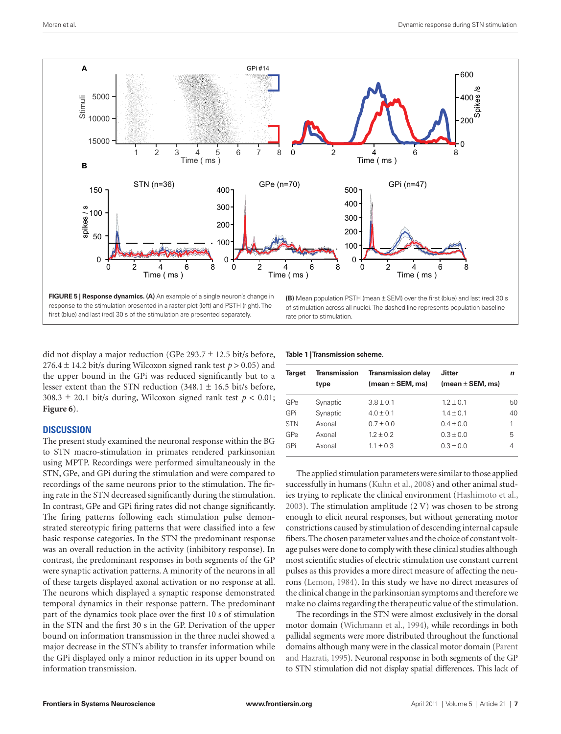FIGURE 5 | Response dynamics. (A) An example of a single neuron's change in response to the stimulation presented in a raster plot (left) and PSTH (right). The first (blue) and last (red) 30 s of the stimulation are presented separately. (B) Mean population PSTH (mean ± SEM) over the first (blue) and last (red) 30 s of stimulation across all nuclei. The dashed line represents population baseline rate prior to stimulation.

did not display a major reduction (GPe 293.7 ± 12.5 bit/s before, 276.4 ± 14.2 bit/s during Wilcoxon signed rank test $p > 0.05$) and the upper bound in the GPi was reduced significantly but to a lesser extent than the STN reduction (348.1 ± 16.5 bit/s before, 308.3 ± 20.1 bit/s during, Wilcoxon signed rank test $p < 0.01$; **Figure 6**).

## DISCUSSION

The present study examined the neuronal response within the BG to STN macro-stimulation in primates rendered parkinsonian using MPTP. Recordings were performed simultaneously in the STN, GPe, and GPi during the stimulation and were compared to recordings of the same neurons prior to the stimulation. The firing rate in the STN decreased significantly during the stimulation. In contrast, GPe and GPi firing rates did not change significantly. The firing patterns following each stimulation pulse demonstrated stereotypic firing patterns that were classified into a few basic response categories. In the STN the predominant response was an overall reduction in the activity (inhibitory response). In contrast, the predominant responses in both segments of the GP were synaptic activation patterns. A minority of the neurons in all of these targets displayed axonal activation or no response at all. The neurons which displayed a synaptic response demonstrated temporal dynamics in their response pattern. The predominant part of the dynamics took place over the first 10 s of stimulation in the STN and the first 30 s in the GP. Derivation of the upper bound on information transmission in the three nuclei showed a major decrease in the STN's ability to transfer information while the GPi displayed only a minor reduction in its upper bound on information transmission.

**Table 1 | Transmission scheme.**

| Target | Transmission type | Transmission delay (mean ± SEM, ms) | Jitter (mean ± SEM, ms) | *n* |
|---|---|---|---|---|
| GPe | Synaptic | 3.8 ± 0.1 | 1.2 ± 0.1 | 50 |
| GPi | Synaptic | 4.0 ± 0.1 | 1.4 ± 0.1 | 40 |
| STN | Axonal | 0.7 ± 0.0 | 0.4 ± 0.0 | 1 |
| GPe | Axonal | 1.2 ± 0.2 | 0.3 ± 0.0 | 5 |
| GPi | Axonal | 1.1 ± 0.3 | 0.3 ± 0.0 | 4 |

The applied stimulation parameters were similar to those applied successfully in humans (Kuhn et al., 2008) and other animal studies trying to replicate the clinical environment (Hashimoto et al., 2003). The stimulation amplitude (2 V) was chosen to be strong enough to elicit neural responses, but without generating motor constrictions caused by stimulation of descending internal capsule fibers. The chosen parameter values and the choice of constant voltage pulses were done to comply with these clinical studies although most scientific studies of electric stimulation use constant current pulses as this provides a more direct measure of affecting the neurons (Lemon, 1984). In this study we have no direct measures of the clinical change in the parkinsonian symptoms and therefore we make no claims regarding the therapeutic value of the stimulation.

The recordings in the STN were almost exclusively in the dorsal motor domain (Wichmann et al., 1994), while recordings in both pallidal segments were more distributed throughout the functional domains although many were in the classical motor domain (Parent and Hazrati, 1995). Neuronal response in both segments of the GP to STN stimulation did not display spatial differences. This lack of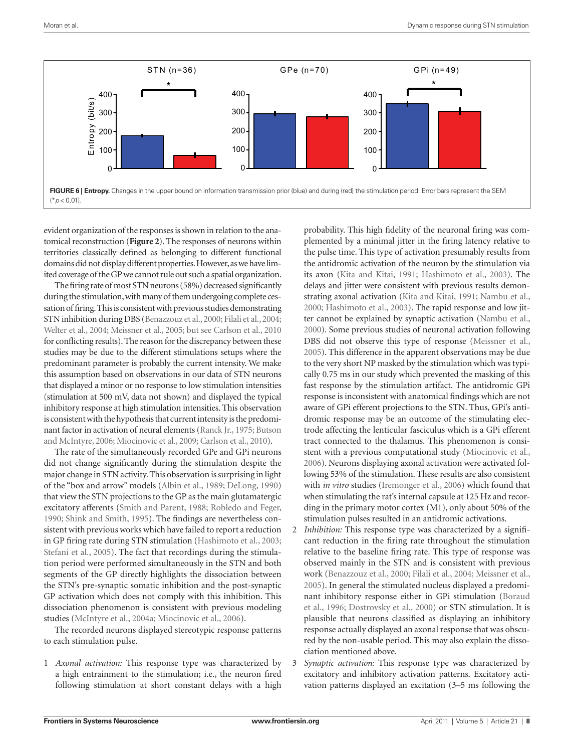**FIGURE 6 | Entropy.** Changes in the upper bound on information transmission prior (blue) and during (red) the stimulation period. Error bars represent the SEM (* $p < 0.01$).

evident organization of the responses is shown in relation to the anatomical reconstruction (**Figure 2**). The responses of neurons within territories classically defined as belonging to different functional domains did not display different properties. However, as we have limited coverage of the GP we cannot rule out such a spatial organization.

The firing rate of most STN neurons (58%) decreased significantly during the stimulation, with many of them undergoing complete cessation of firing. This is consistent with previous studies demonstrating STN inhibition during DBS (Benazzouz et al., 2000; Filali et al., 2004; Welter et al., 2004; Meissner et al., 2005; but see Carlson et al., 2010 for conflicting results). The reason for the discrepancy between these studies may be due to the different stimulations setups where the predominant parameter is probably the current intensity. We make this assumption based on observations in our data of STN neurons that displayed a minor or no response to low stimulation intensities (stimulation at 500 mV, data not shown) and displayed the typical inhibitory response at high stimulation intensities. This observation is consistent with the hypothesis that current intensity is the predominant factor in activation of neural elements (Ranck Jr., 1975; Butson and McIntyre, 2006; Miocinovic et al., 2009; Carlson et al., 2010).

The rate of the simultaneously recorded GPe and GPi neurons did not change significantly during the stimulation despite the major change in STN activity. This observation is surprising in light of the "box and arrow" models (Albin et al., 1989; DeLong, 1990) that view the STN projections to the GP as the main glutamatergic excitatory afferents (Smith and Parent, 1988; Robledo and Feger, 1990; Shink and Smith, 1995). The findings are nevertheless consistent with previous works which have failed to report a reduction in GP firing rate during STN stimulation (Hashimoto et al., 2003; Stefani et al., 2005). The fact that recordings during the stimulation period were performed simultaneously in the STN and both segments of the GP directly highlights the dissociation between the STN's pre-synaptic somatic inhibition and the post-synaptic GP activation which does not comply with this inhibition. This dissociation phenomenon is consistent with previous modeling studies (McIntyre et al., 2004a; Miocinovic et al., 2006).

The recorded neurons displayed stereotypic response patterns to each stimulation pulse.

1. *Axonal activation:* This response type was characterized by a high entrainment to the stimulation; i.e., the neuron fired following stimulation at short constant delays with a high probability. This high fidelity of the neuronal firing was complemented by a minimal jitter in the firing latency relative to the pulse time. This type of activation presumably results from the antidromic activation of the neuron by the stimulation via its axon (Kita and Kitai, 1991; Hashimoto et al., 2003). The delays and jitter were consistent with previous results demonstrating axonal activation (Kita and Kitai, 1991; Nambu et al., 2000; Hashimoto et al., 2003). The rapid response and low jitter cannot be explained by synaptic activation (Nambu et al., 2000). Some previous studies of neuronal activation following DBS did not observe this type of response (Meissner et al., 2005). This difference in the apparent observations may be due to the very short NP masked by the stimulation which was typically 0.75 ms in our study which prevented the masking of this fast response by the stimulation artifact. The antidromic GPi response is inconsistent with anatomical findings which are not aware of GPi efferent projections to the STN. Thus, GPi's antidromic response may be an outcome of the stimulating electrode affecting the lenticular fasciculus which is a GPi efferent tract connected to the thalamus. This phenomenon is consistent with a previous computational study (Miocinovic et al., 2006). Neurons displaying axonal activation were activated following 53% of the stimulation. These results are also consistent with *in vitro* studies (Iremonger et al., 2006) which found that when stimulating the rat's internal capsule at 125 Hz and recording in the primary motor cortex (M1), only about 50% of the stimulation pulses resulted in an antidromic activations.
2. *Inhibition:* This response type was characterized by a significant reduction in the firing rate throughout the stimulation relative to the baseline firing rate. This type of response was observed mainly in the STN and is consistent with previous work (Benazzouz et al., 2000; Filali et al., 2004; Meissner et al., 2005). In general the stimulated nucleus displayed a predominant inhibitory response either in GPi stimulation (Boraud et al., 1996; Dostrovsky et al., 2000) or STN stimulation. It is plausible that neurons classified as displaying an inhibitory response actually displayed an axonal response that was obscured by the non-usable period. This may also explain the dissociation mentioned above.
3. *Synaptic activation:* This response type was characterized by excitatory and inhibitory activation patterns. Excitatory activation patterns displayed an excitation (3–5 ms following the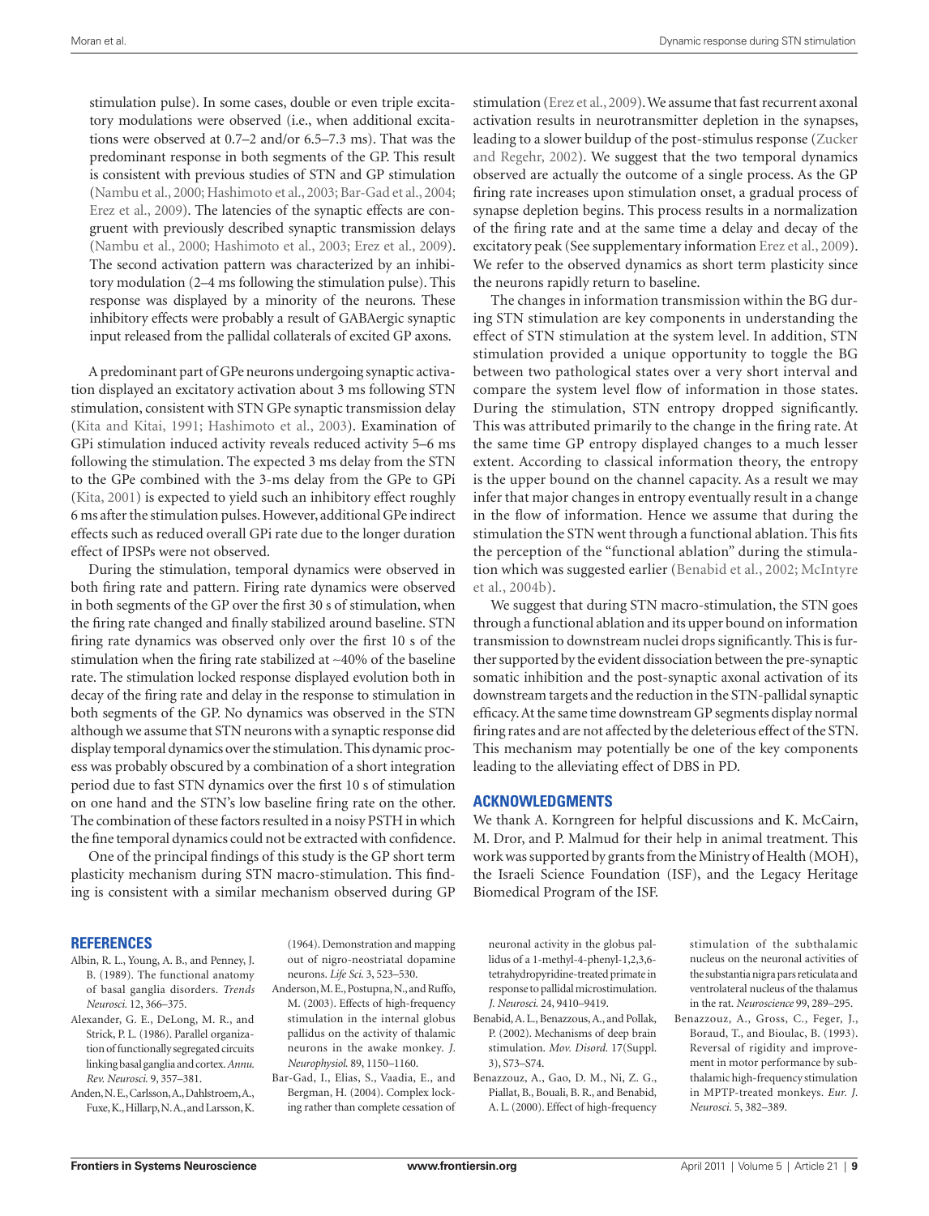stimulation pulse). In some cases, double or even triple excitatory modulations were observed (i.e., when additional excitations were observed at 0.7–2 and/or 6.5–7.3 ms). That was the predominant response in both segments of the GP. This result is consistent with previous studies of STN and GP stimulation (Nambu et al., 2000; Hashimoto et al., 2003; Bar-Gad et al., 2004; Erez et al., 2009). The latencies of the synaptic effects are congruent with previously described synaptic transmission delays (Nambu et al., 2000; Hashimoto et al., 2003; Erez et al., 2009). The second activation pattern was characterized by an inhibitory modulation (2–4 ms following the stimulation pulse). This response was displayed by a minority of the neurons. These inhibitory effects were probably a result of GABAergic synaptic input released from the pallidal collaterals of excited GP axons.

A predominant part of GPe neurons undergoing synaptic activation displayed an excitatory activation about 3 ms following STN stimulation, consistent with STN GPe synaptic transmission delay (Kita and Kitai, 1991; Hashimoto et al., 2003). Examination of GPi stimulation induced activity reveals reduced activity 5–6 ms following the stimulation. The expected 3 ms delay from the STN to the GPe combined with the 3-ms delay from the GPe to GPi (Kita, 2001) is expected to yield such an inhibitory effect roughly 6 ms after the stimulation pulses. However, additional GPe indirect effects such as reduced overall GPi rate due to the longer duration effect of IPSPs were not observed.

During the stimulation, temporal dynamics were observed in both firing rate and pattern. Firing rate dynamics were observed in both segments of the GP over the first 30 s of stimulation, when the firing rate changed and finally stabilized around baseline. STN firing rate dynamics was observed only over the first 10 s of the stimulation when the firing rate stabilized at ~40% of the baseline rate. The stimulation locked response displayed evolution both in decay of the firing rate and delay in the response to stimulation in both segments of the GP. No dynamics was observed in the STN although we assume that STN neurons with a synaptic response did display temporal dynamics over the stimulation. This dynamic process was probably obscured by a combination of a short integration period due to fast STN dynamics over the first 10 s of stimulation on one hand and the STN's low baseline firing rate on the other. The combination of these factors resulted in a noisy PSTH in which the fine temporal dynamics could not be extracted with confidence.

One of the principal findings of this study is the GP short term plasticity mechanism during STN macro-stimulation. This finding is consistent with a similar mechanism observed during GP stimulation (Erez et al., 2009). We assume that fast recurrent axonal activation results in neurotransmitter depletion in the synapses, leading to a slower buildup of the post-stimulus response (Zucker and Regehr, 2002). We suggest that the two temporal dynamics observed are actually the outcome of a single process. As the GP firing rate increases upon stimulation onset, a gradual process of synapse depletion begins. This process results in a normalization of the firing rate and at the same time a delay and decay of the excitatory peak (See supplementary information Erez et al., 2009). We refer to the observed dynamics as short term plasticity since the neurons rapidly return to baseline.

The changes in information transmission within the BG during STN stimulation are key components in understanding the effect of STN stimulation at the system level. In addition, STN stimulation provided a unique opportunity to toggle the BG between two pathological states over a very short interval and compare the system level flow of information in those states. During the stimulation, STN entropy dropped significantly. This was attributed primarily to the change in the firing rate. At the same time GP entropy displayed changes to a much lesser extent. According to classical information theory, the entropy is the upper bound on the channel capacity. As a result we may infer that major changes in entropy eventually result in a change in the flow of information. Hence we assume that during the stimulation the STN went through a functional ablation. This fits the perception of the "functional ablation" during the stimulation which was suggested earlier (Benabid et al., 2002; McIntyre et al., 2004b).

We suggest that during STN macro-stimulation, the STN goes through a functional ablation and its upper bound on information transmission to downstream nuclei drops significantly. This is further supported by the evident dissociation between the pre-synaptic somatic inhibition and the post-synaptic axonal activation of its downstream targets and the reduction in the STN-pallidal synaptic efficacy. At the same time downstream GP segments display normal firing rates and are not affected by the deleterious effect of the STN. This mechanism may potentially be one of the key components leading to the alleviating effect of DBS in PD.

## ACKNOWLEDGMENTS

We thank A. Korngreen for helpful discussions and K. McCairn, M. Dror, and P. Malmud for their help in animal treatment. This work was supported by grants from the Ministry of Health (MOH), the Israeli Science Foundation (ISF), and the Legacy Heritage Biomedical Program of the ISF.

## REFERENCES

Albin, R. L., Young, A. B., and Penney, J. B. (1989). The functional anatomy of basal ganglia disorders. *Trends Neurosci.* 12, 366–375.

Alexander, G. E., DeLong, M. R., and Strick, P. L. (1986). Parallel organization of functionally segregated circuits linking basal ganglia and cortex. *Annu. Rev. Neurosci.* 9, 357–381.

Anden, N. E., Carlsson, A., Dahlstroem, A., Fuxe, K., Hillarp, N. A., and Larsson, K. (1964). Demonstration and mapping out of nigro-neostriatal dopamine neurons. *Life Sci.* 3, 523–530.

Anderson, M. E., Postupna, N., and Ruffo, M. (2003). Effects of high-frequency stimulation in the internal globus pallidus on the activity of thalamic neurons in the awake monkey. *J. Neurophysiol.* 89, 1150–1160.

Bar-Gad, I., Elias, S., Vaadia, E., and Bergman, H. (2004). Complex locking rather than complete cessation of neuronal activity in the globus pallidus of a 1-methyl-4-phenyl-1,2,3,6-tetrahydropyridine-treated primate in response to pallidal microstimulation. *J. Neurosci.* 24, 9410–9419.

Benabid, A. L., Benazzous, A., and Pollak, P. (2002). Mechanisms of deep brain stimulation. *Mov. Disord.* 17(Suppl. 3), S73–S74.

Benazzouz, A., Gao, D. M., Ni, Z. G., Piallat, B., Bouali, B. R., and Benabid, A. L. (2000). Effect of high-frequency stimulation of the subthalamic nucleus on the neuronal activities of the substantia nigra pars reticulata and ventrolateral nucleus of the thalamus in the rat. *Neuroscience* 99, 289–295.

Benazzouz, A., Gross, C., Feger, J., Boraud, T., and Bioulac, B. (1993). Reversal of rigidity and improvement in motor performance by subthalamic high-frequency stimulation in MPTP-treated monkeys. *Eur. J. Neurosci.* 5, 382–389.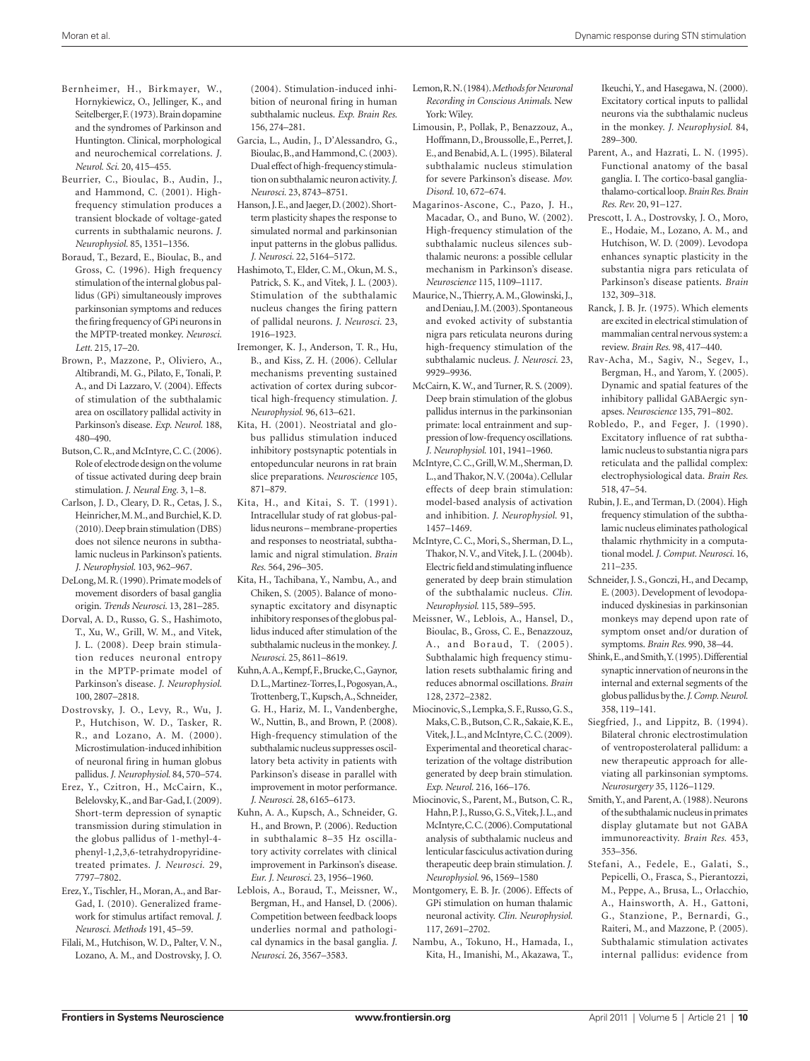Bernheimer, H., Birkmayer, W., Hornykiewicz, O., Jellinger, K., and Seitelberger, F. (1973). Brain dopamine and the syndromes of Parkinson and Huntington. Clinical, morphological and neurochemical correlations. *J. Neurol. Sci.* 20, 415–455.

Beurrier, C., Bioulac, B., Audin, J., and Hammond, C. (2001). High-frequency stimulation produces a transient blockade of voltage-gated currents in subthalamic neurons. *J. Neurophysiol.* 85, 1351–1356.

Boraud, T., Bezard, E., Bioulac, B., and Gross, C. (1996). High frequency stimulation of the internal globus pallidus (GPi) simultaneously improves parkinsonian symptoms and reduces the firing frequency of GPi neurons in the MPTP-treated monkey. *Neurosci. Lett.* 215, 17–20.

Brown, P., Mazzone, P., Oliviero, A., Altibrandi, M. G., Pilato, F., Tonali, P. A., and Di Lazzaro, V. (2004). Effects of stimulation of the subthalamic area on oscillatory pallidal activity in Parkinson's disease. *Exp. Neurol.* 188, 480–490.

Butson, C. R., and McIntyre, C. C. (2006). Role of electrode design on the volume of tissue activated during deep brain stimulation. *J. Neural Eng.* 3, 1–8.

Carlson, J. D., Cleary, D. R., Cetas, J. S., Heinricher, M. M., and Burchiel, K. D. (2010). Deep brain stimulation (DBS) does not silence neurons in subthalamic nucleus in Parkinson's patients. *J. Neurophysiol.* 103, 962–967.

DeLong, M. R. (1990). Primate models of movement disorders of basal ganglia origin. *Trends Neurosci.* 13, 281–285.

Dorval, A. D., Russo, G. S., Hashimoto, T., Xu, W., Grill, W. M., and Vitek, J. L. (2008). Deep brain stimulation reduces neuronal entropy in the MPTP-primate model of Parkinson's disease. *J. Neurophysiol.* 100, 2807–2818.

Dostrovsky, J. O., Levy, R., Wu, J. P., Hutchison, W. D., Tasker, R. R., and Lozano, A. M. (2000). Microstimulation-induced inhibition of neuronal firing in human globus pallidus. *J. Neurophysiol.* 84, 570–574.

Erez, Y., Czitron, H., McCairn, K., Belelovsky, K., and Bar-Gad, I. (2009). Short-term depression of synaptic transmission during stimulation in the globus pallidus of 1-methyl-4-phenyl-1,2,3,6-tetrahydropyridine-treated primates. *J. Neurosci.* 29, 7797–7802.

Erez, Y., Tischler, H., Moran, A., and Bar-Gad, I. (2010). Generalized framework for stimulus artifact removal. *J. Neurosci. Methods* 191, 45–59.

Filali, M., Hutchison, W. D., Palter, V. N., Lozano, A. M., and Dostrovsky, J. O. (2004). Stimulation-induced inhibition of neuronal firing in human subthalamic nucleus. *Exp. Brain Res.* 156, 274–281.

Garcia, L., Audin, J., D'Alessandro, G., Bioulac, B., and Hammond, C. (2003). Dual effect of high-frequency stimulation on subthalamic neuron activity. *J. Neurosci.* 23, 8743–8751.

Hanson, J. E., and Jaeger, D. (2002). Short-term plasticity shapes the response to simulated normal and parkinsonian input patterns in the globus pallidus. *J. Neurosci.* 22, 5164–5172.

Hashimoto, T., Elder, C. M., Okun, M. S., Patrick, S. K., and Vitek, J. L. (2003). Stimulation of the subthalamic nucleus changes the firing pattern of pallidal neurons. *J. Neurosci.* 23, 1916–1923.

Iremonger, K. J., Anderson, T. R., Hu, B., and Kiss, Z. H. (2006). Cellular mechanisms preventing sustained activation of cortex during subcortical high-frequency stimulation. *J. Neurophysiol.* 96, 613–621.

Kita, H. (2001). Neostriatal and globus pallidus stimulation induced inhibitory postsynaptic potentials in entopeduncular neurons in rat brain slice preparations. *Neuroscience* 105, 871–879.

Kita, H., and Kitai, S. T. (1991). Intracellular study of rat globus-pallidus neurons – membrane-properties and responses to neostriatal, subthalamic and nigral stimulation. *Brain Res.* 564, 296–305.

Kita, H., Tachibana, Y., Nambu, A., and Chiken, S. (2005). Balance of monosynaptic excitatory and disynaptic inhibitory responses of the globus pallidus induced after stimulation of the subthalamic nucleus in the monkey. *J. Neurosci.* 25, 8611–8619.

Kuhn, A. A., Kempf, F., Brucke, C., Gaynor, D. L., Martinez-Torres, I., Pogosyan, A., Trottenberg, T., Kupsch, A., Schneider, G. H., Hariz, M. I., Vandenberghe, W., Nuttin, B., and Brown, P. (2008). High-frequency stimulation of the subthalamic nucleus suppresses oscillatory beta activity in patients with Parkinson's disease in parallel with improvement in motor performance. *J. Neurosci.* 28, 6165–6173.

Kuhn, A. A., Kupsch, A., Schneider, G. H., and Brown, P. (2006). Reduction in subthalamic 8–35 Hz oscillatory activity correlates with clinical improvement in Parkinson's disease. *Eur. J. Neurosci.* 23, 1956–1960.

Leblois, A., Boraud, T., Meissner, W., Bergman, H., and Hansel, D. (2006). Competition between feedback loops underlies normal and pathological dynamics in the basal ganglia. *J. Neurosci.* 26, 3567–3583.

Lemon, R. N. (1984). *Methods for Neuronal Recording in Conscious Animals*. New York: Wiley.

Limousin, P., Pollak, P., Benazzouz, A., Hoffmann, D., Broussolle, E., Perret, J. E., and Benabid, A. L. (1995). Bilateral subthalamic nucleus stimulation for severe Parkinson's disease. *Mov. Disord.* 10, 672–674.

Magarinos-Ascone, C., Pazo, J. H., Macadar, O., and Buno, W. (2002). High-frequency stimulation of the subthalamic nucleus silences subthalamic neurons: a possible cellular mechanism in Parkinson's disease. *Neuroscience* 115, 1109–1117.

Maurice, N., Thierry, A. M., Glowinski, J., and Deniau, J. M. (2003). Spontaneous and evoked activity of substantia nigra pars reticulata neurons during high-frequency stimulation of the subthalamic nucleus. *J. Neurosci.* 23, 9929–9936.

McCairn, K. W., and Turner, R. S. (2009). Deep brain stimulation of the globus pallidus internus in the parkinsonian primate: local entrainment and suppression of low-frequency oscillations. *J. Neurophysiol.* 101, 1941–1960.

McIntyre, C. C., Grill, W. M., Sherman, D. L., and Thakor, N. V. (2004a). Cellular effects of deep brain stimulation: model-based analysis of activation and inhibition. *J. Neurophysiol.* 91, 1457–1469.

McIntyre, C. C., Mori, S., Sherman, D. L., Thakor, N. V., and Vitek, J. L. (2004b). Electric field and stimulating influence generated by deep brain stimulation of the subthalamic nucleus. *Clin. Neurophysiol.* 115, 589–595.

Meissner, W., Leblois, A., Hansel, D., Bioulac, B., Gross, C. E., Benazzouz, A., and Boraud, T. (2005). Subthalamic high frequency stimulation resets subthalamic firing and reduces abnormal oscillations. *Brain* 128, 2372–2382.

Miocinovic, S., Lempka, S. F., Russo, G. S., Maks, C. B., Butson, C. R., Sakaie, K. E., Vitek, J. L., and McIntyre, C. C. (2009). Experimental and theoretical characterization of the voltage distribution generated by deep brain stimulation. *Exp. Neurol.* 216, 166–176.

Miocinovic, S., Parent, M., Butson, C. R., Hahn, P. J., Russo, G. S., Vitek, J. L., and McIntyre, C. C. (2006). Computational analysis of subthalamic nucleus and lenticular fasciculus activation during therapeutic deep brain stimulation. *J. Neurophysiol.* 96, 1569–1580

Montgomery, E. B. Jr. (2006). Effects of GPi stimulation on human thalamic neuronal activity. *Clin. Neurophysiol.* 117, 2691–2702.

Nambu, A., Tokuno, H., Hamada, I., Kita, H., Imanishi, M., Akazawa, T., Ikeuchi, Y., and Hasegawa, N. (2000). Excitatory cortical inputs to pallidal neurons via the subthalamic nucleus in the monkey. *J. Neurophysiol.* 84, 289–300.

Parent, A., and Hazrati, L. N. (1995). Functional anatomy of the basal ganglia. I. The cortico-basal ganglia-thalamo-cortical loop. *Brain Res. Brain Res. Rev.* 20, 91–127.

Prescott, I. A., Dostrovsky, J. O., Moro, E., Hodaie, M., Lozano, A. M., and Hutchison, W. D. (2009). Levodopa enhances synaptic plasticity in the substantia nigra pars reticulata of Parkinson's disease patients. *Brain* 132, 309–318.

Ranck, J. B. Jr. (1975). Which elements are excited in electrical stimulation of mammalian central nervous system: a review. *Brain Res.* 98, 417–440.

Rav-Acha, M., Sagiv, N., Segev, I., Bergman, H., and Yarom, Y. (2005). Dynamic and spatial features of the inhibitory pallidal GABAergic synapses. *Neuroscience* 135, 791–802.

Robledo, P., and Feger, J. (1990). Excitatory influence of rat subthalamic nucleus to substantia nigra pars reticulata and the pallidal complex: electrophysiological data. *Brain Res.* 518, 47–54.

Rubin, J. E., and Terman, D. (2004). High frequency stimulation of the subthalamic nucleus eliminates pathological thalamic rhythmicity in a computational model. *J. Comput. Neurosci.* 16, 211–235.

Schneider, J. S., Gonczi, H., and Decamp, E. (2003). Development of levodopa-induced dyskinesias in parkinsonian monkeys may depend upon rate of symptom onset and/or duration of symptoms. *Brain Res.* 990, 38–44.

Shink, E., and Smith, Y. (1995). Differential synaptic innervation of neurons in the internal and external segments of the globus pallidus by the. *J. Comp. Neurol.* 358, 119–141.

Siegfried, J., and Lippitz, B. (1994). Bilateral chronic electrostimulation of ventroposterolateral pallidum: a new therapeutic approach for alleviating all parkinsonian symptoms. *Neurosurgery* 35, 1126–1129.

Smith, Y., and Parent, A. (1988). Neurons of the subthalamic nucleus in primates display glutamate but not GABA immunoreactivity. *Brain Res.* 453, 353–356.

Stefani, A., Fedele, E., Galati, S., Pepicelli, O., Frasca, S., Pierantozzi, M., Peppe, A., Brusa, L., Orlacchio, A., Hainsworth, A. H., Gattoni, G., Stanzione, P., Bernardi, G., Raiteri, M., and Mazzone, P. (2005). Subthalamic stimulation activates internal pallidus: evidence from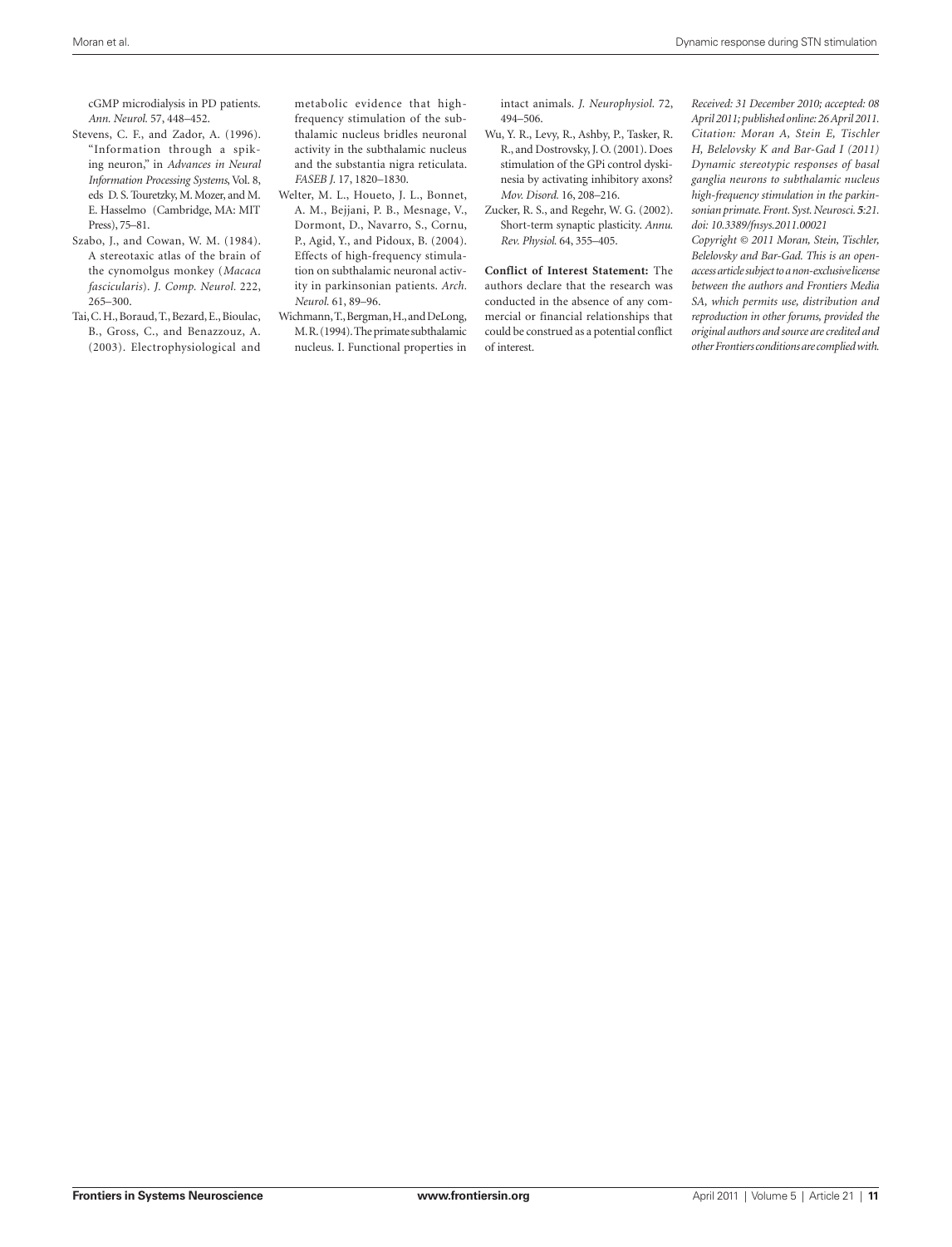cGMP microdialysis in PD patients. *Ann. Neurol.* 57, 448–452.

Stevens, C. F., and Zador, A. (1996). "Information through a spiking neuron," in *Advances in Neural Information Processing Systems*, Vol. 8, eds D. S. Touretzky, M. Mozer, and M. E. Hasselmo (Cambridge, MA: MIT Press), 75–81.

Szabo, J., and Cowan, W. M. (1984). A stereotaxic atlas of the brain of the cynomolgus monkey (*Macaca fascicularis*). *J. Comp. Neurol.* 222, 265–300.

Tai, C. H., Boraud, T., Bezard, E., Bioulac, B., Gross, C., and Benazzouz, A. (2003). Electrophysiological and metabolic evidence that high-frequency stimulation of the subthalamic nucleus bridles neuronal activity in the subthalamic nucleus and the substantia nigra reticulata. *FASEB J.* 17, 1820–1830.

Welter, M. L., Houeto, J. L., Bonnet, A. M., Bejjani, P. B., Mesnage, V., Dormont, D., Navarro, S., Cornu, P., Agid, Y., and Pidoux, B. (2004). Effects of high-frequency stimulation on subthalamic neuronal activity in parkinsonian patients. *Arch. Neurol.* 61, 89–96.

Wichmann, T., Bergman, H., and DeLong, M. R. (1994). The primate subthalamic nucleus. I. Functional properties in intact animals. *J. Neurophysiol.* 72, 494–506.

Wu, Y. R., Levy, R., Ashby, P., Tasker, R. R., and Dostrovsky, J. O. (2001). Does stimulation of the GPi control dyskinesia by activating inhibitory axons? *Mov. Disord.* 16, 208–216.

Zucker, R. S., and Regehr, W. G. (2002). Short-term synaptic plasticity. *Annu. Rev. Physiol.* 64, 355–405.

**Conflict of Interest Statement:** The authors declare that the research was conducted in the absence of any commercial or financial relationships that could be construed as a potential conflict of interest.

*Received: 31 December 2010; accepted: 08 April 2011; published online: 26 April 2011.*

*Citation: Moran A, Stein E, Tischler H, Belelovsky K and Bar-Gad I (2011) Dynamic stereotypic responses of basal ganglia neurons to subthalamic nucleus high-frequency stimulation in the parkinsonian primate. Front. Syst. Neurosci. **5**:21. doi: 10.3389/fnsys.2011.00021*

*Copyright © 2011 Moran, Stein, Tischler, Belelovsky and Bar-Gad. This is an open-access article subject to a non-exclusive license between the authors and Frontiers Media SA, which permits use, distribution and reproduction in other forums, provided the original authors and source are credited and other Frontiers conditions are complied with.*